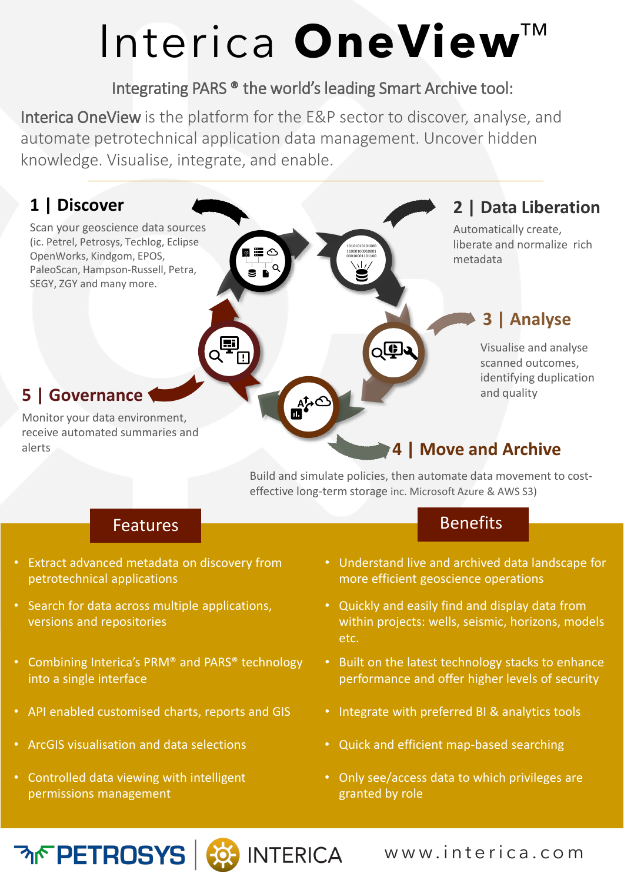# Interica **OneView**™

## Integrating PARS ® the world's leading Smart Archive tool:

Interica OneView is the platform for the E&P sector to discover, analyse, and automate petrotechnical application data management. Uncover hidden knowledge. Visualise, integrate, and enable.

### 1 | Discover

Scan your geoscience data sources (ic. Petrel, Petrosys, Techlog, Eclipse OpenWorks, Kindgom, EPOS, PaleoScan, Hampson-Russell, Petra, SEGY, ZGY and many more.

### 2 | Data Liberation

Automatically create, liberate and normalize rich metadata

### 3 | Analyse

Visualise and analyse scanned outcomes, identifying duplication and quality

### 4 | Move and Archive

Build and simulate policies, then automate data movement to cost-effective long-term storage inc. Microsoft Azure & AWS S3)

### 5 | Governance

Monitor your data environment, receive automated summaries and alerts

## Features

- Extract advanced metadata on discovery from petrotechnical applications
- Search for data across multiple applications, versions and repositories
- Combining Interica's PRM® and PARS® technology into a single interface
- API enabled customised charts, reports and GIS
- ArcGIS visualisation and data selections
- Controlled data viewing with intelligent permissions management

## Benefits

- Understand live and archived data landscape for more efficient geoscience operations
- Quickly and easily find and display data from within projects: wells, seismic, horizons, models etc.
- Built on the latest technology stacks to enhance performance and offer higher levels of security
- Integrate with preferred BI & analytics tools
- Quick and efficient map-based searching
- Only see/access data to which privileges are granted by role

PETROSYS | INTERICA

www.interica.com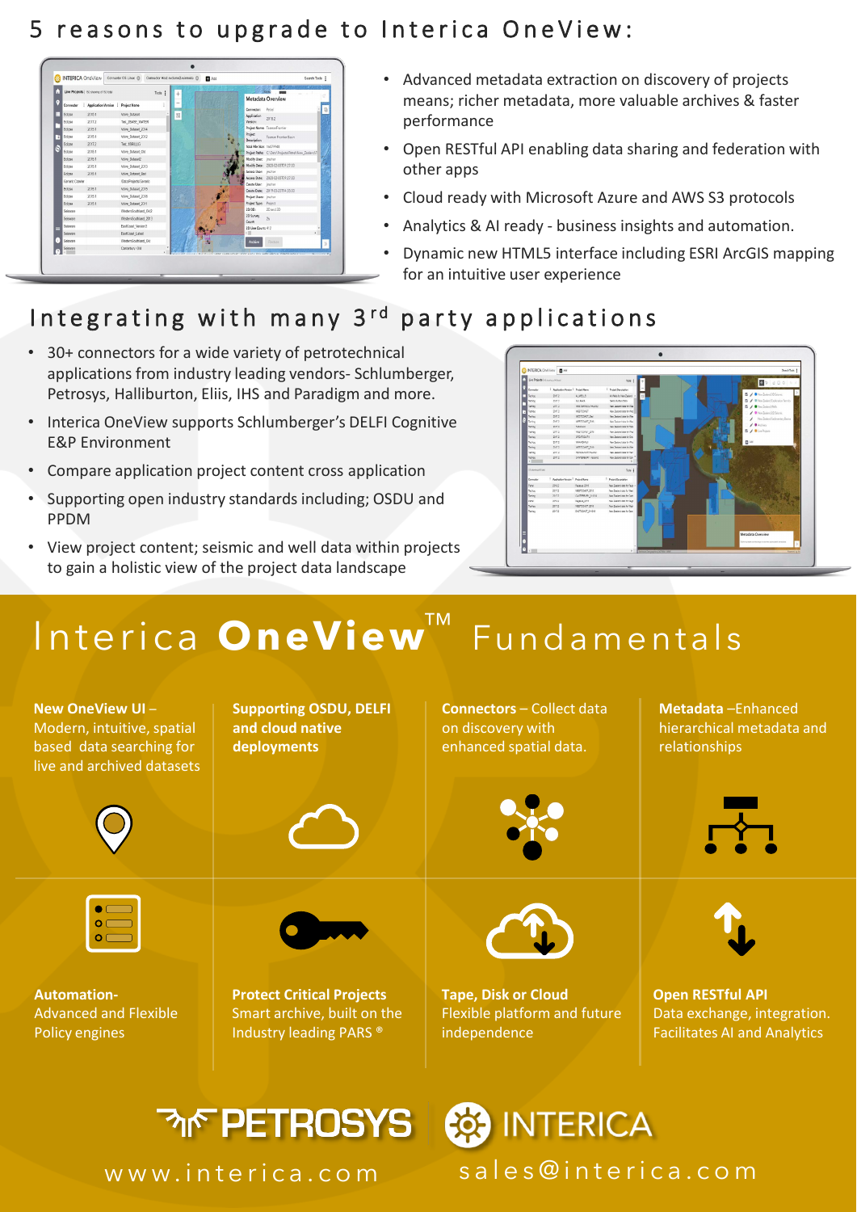# 5 reasons to upgrade to Interica OneView:

- Advanced metadata extraction on discovery of projects means; richer metadata, more valuable archives & faster performance
- Open RESTful API enabling data sharing and federation with other apps
- Cloud ready with Microsoft Azure and AWS S3 protocols
- Analytics & AI ready - business insights and automation.
- Dynamic new HTML5 interface including ESRI ArcGIS mapping for an intuitive user experience

# Integrating with many 3rd party applications

- 30+ connectors for a wide variety of petrotechnical applications from industry leading vendors- Schlumberger, Petrosys, Halliburton, Eliis, IHS and Paradigm and more.
- Interica OneView supports Schlumberger's DELFI Cognitive E&P Environment
- Compare application project content cross application
- Supporting open industry standards including; OSDU and PPDM
- View project content; seismic and well data within projects to gain a holistic view of the project data landscape

# Interica **OneView**™ Fundamentals

**New OneView UI** – Modern, intuitive, spatial based data searching for live and archived datasets

**Supporting OSDU, DELFI and cloud native deployments**

**Connectors** – Collect data on discovery with enhanced spatial data.

**Metadata** –Enhanced hierarchical metadata and relationships

**Automation-** Advanced and Flexible Policy engines

**Protect Critical Projects** Smart archive, built on the Industry leading PARS ®

**Tape, Disk or Cloud** Flexible platform and future independence

**Open RESTful API** Data exchange, integration. Facilitates AI and Analytics

PETROSYS INTERICA

www.interica.com

sales@interica.com